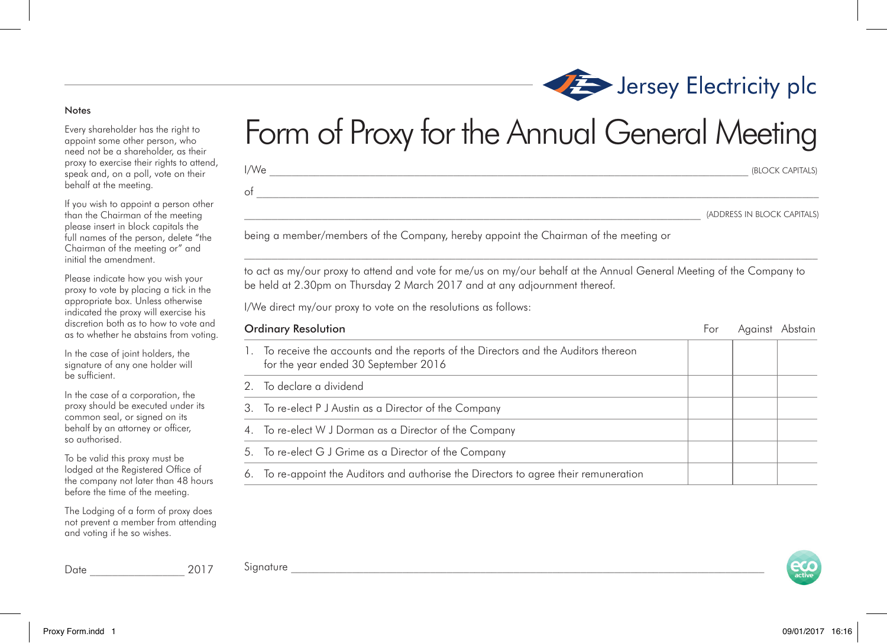Jersey Electricity plc

# Form of Proxy for the Annual General Meeting

I/We ______________________________________________ (BLOCK CAPITALS)

of ______________________________________________

______________________________________________ (ADDRESS IN BLOCK CAPITALS)

being a member/members of the Company, hereby appoint the Chairman of the meeting or

______________________________________________

to act as my/our proxy to attend and vote for me/us on my/our behalf at the Annual General Meeting of the Company to be held at 2.30pm on Thursday 2 March 2017 and at any adjournment thereof.

I/We direct my/our proxy to vote on the resolutions as follows:

| Ordinary Resolution | For | Against | Abstain |
|---|---|---|---|
| 1. To receive the accounts and the reports of the Directors and the Auditors thereon for the year ended 30 September 2016 | | | |
| 2. To declare a dividend | | | |
| 3. To re-elect P J Austin as a Director of the Company | | | |
| 4. To re-elect W J Dorman as a Director of the Company | | | |
| 5. To re-elect G J Grime as a Director of the Company | | | |
| 6. To re-appoint the Auditors and authorise the Directors to agree their remuneration | | | |

Signature ______________________________________________

Date ________________ 2017

## Notes

Every shareholder has the right to appoint some other person, who need not be a shareholder, as their proxy to exercise their rights to attend, speak and, on a poll, vote on their behalf at the meeting.

If you wish to appoint a person other than the Chairman of the meeting please insert in block capitals the full names of the person, delete "the Chairman of the meeting or" and initial the amendment.

Please indicate how you wish your proxy to vote by placing a tick in the appropriate box. Unless otherwise indicated the proxy will exercise his discretion both as to how to vote and as to whether he abstains from voting.

In the case of joint holders, the signature of any one holder will be sufficient.

In the case of a corporation, the proxy should be executed under its common seal, or signed on its behalf by an attorney or officer, so authorised.

To be valid this proxy must be lodged at the Registered Office of the company not later than 48 hours before the time of the meeting.

The Lodging of a form of proxy does not prevent a member from attending and voting if he so wishes.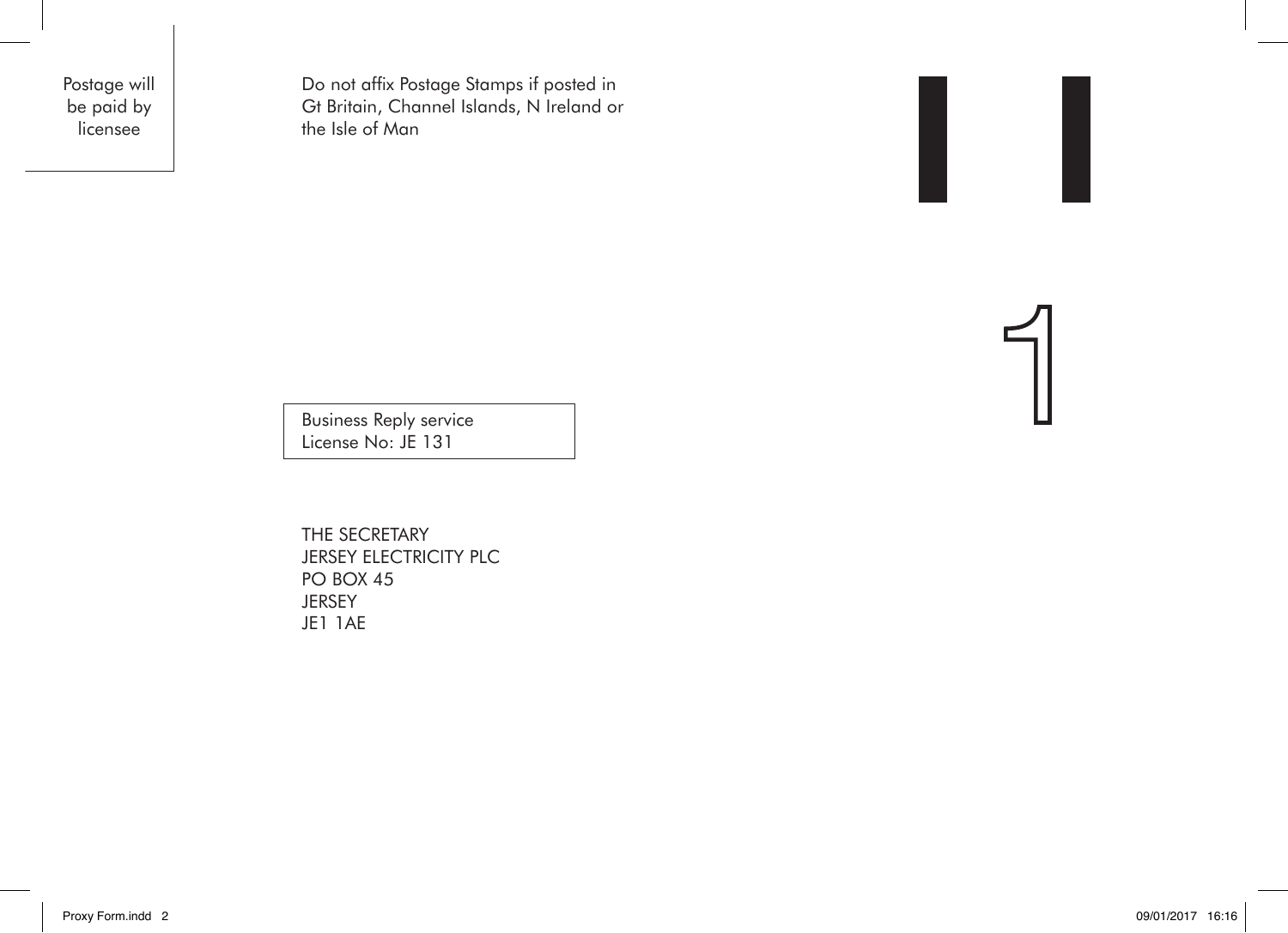Postage will be paid by licensee

Do not affix Postage Stamps if posted in Gt Britain, Channel Islands, N Ireland or the Isle of Man

1

Business Reply service
License No: JE 131

THE SECRETARY
JERSEY ELECTRICITY PLC
PO BOX 45
JERSEY
JE1 1AE